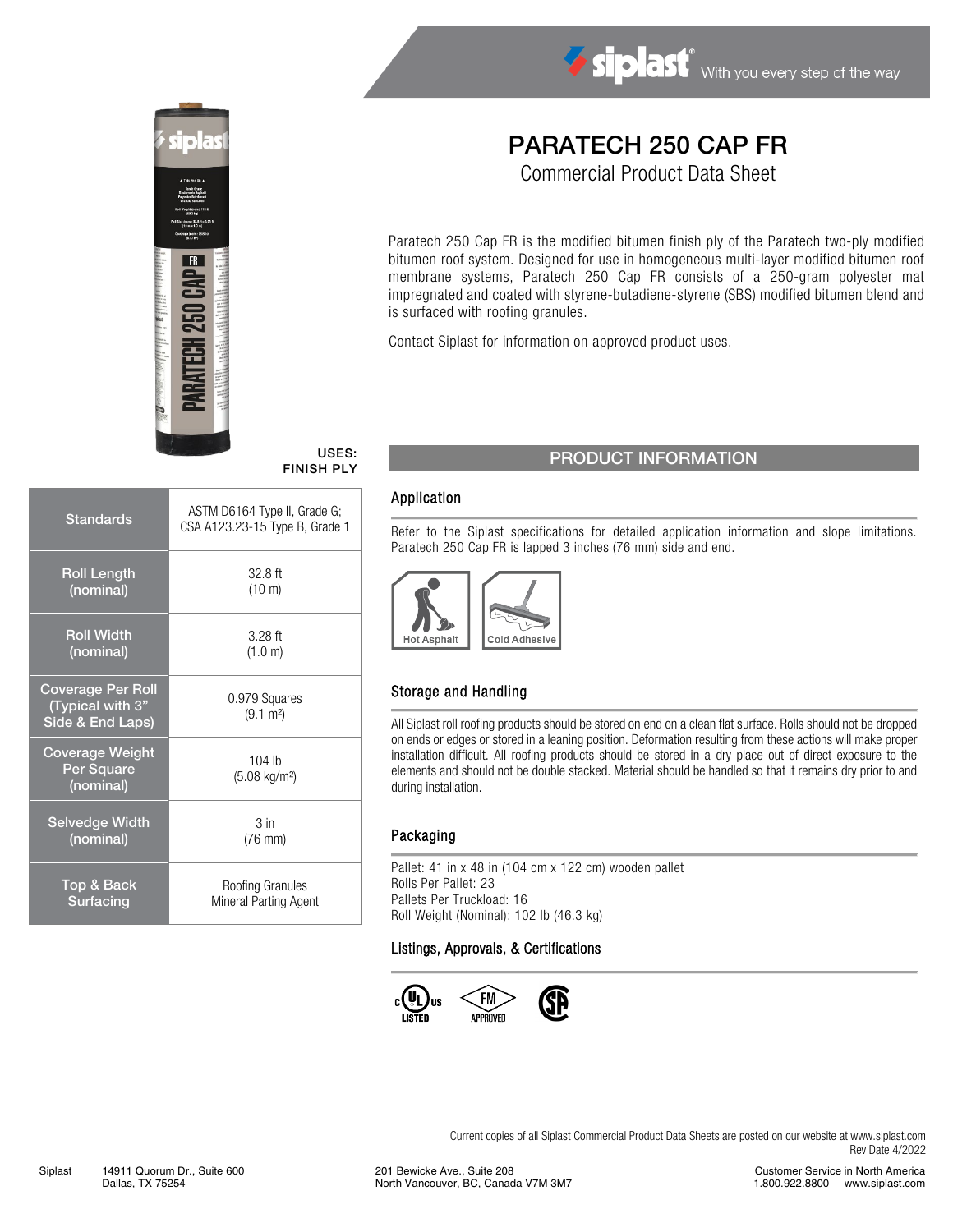# PARATECH 250 CAP FR

Commercial Product Data Sheet

Paratech 250 Cap FR is the modified bitumen finish ply of the Paratech two-ply modified bitumen roof system. Designed for use in homogeneous multi-layer modified bitumen roof membrane systems, Paratech 250 Cap FR consists of a 250-gram polyester mat impregnated and coated with styrene-butadiene-styrene (SBS) modified bitumen blend and is surfaced with roofing granules.

Contact Siplast for information on approved product uses.

**USES: FINISH PLY**

| Property | Value |
|---|---|
| Standards | ASTM D6164 Type II, Grade G; CSA A123.23-15 Type B, Grade 1 |
| Roll Length (nominal) | 32.8 ft (10 m) |
| Roll Width (nominal) | 3.28 ft (1.0 m) |
| Coverage Per Roll (Typical with 3" Side & End Laps) | 0.979 Squares (9.1 m²) |
| Coverage Weight Per Square (nominal) | 104 lb (5.08 kg/m²) |
| Selvedge Width (nominal) | 3 in (76 mm) |
| Top & Back Surfacing | Roofing Granules Mineral Parting Agent |

## PRODUCT INFORMATION

### Application

Refer to the Siplast specifications for detailed application information and slope limitations. Paratech 250 Cap FR is lapped 3 inches (76 mm) side and end.

Hot Asphalt | Cold Adhesive

### Storage and Handling

All Siplast roll roofing products should be stored on end on a clean flat surface. Rolls should not be dropped on ends or edges or stored in a leaning position. Deformation resulting from these actions will make proper installation difficult. All roofing products should be stored in a dry place out of direct exposure to the elements and should not be double stacked. Material should be handled so that it remains dry prior to and during installation.

### Packaging

Pallet: 41 in x 48 in (104 cm x 122 cm) wooden pallet
Rolls Per Pallet: 23
Pallets Per Truckload: 16
Roll Weight (Nominal): 102 lb (46.3 kg)

### Listings, Approvals, & Certifications

c UL us LISTED | FM APPROVED | CSA

Current copies of all Siplast Commercial Product Data Sheets are posted on our website at www.siplast.com
Rev Date 4/2022

Siplast 14911 Quorum Dr., Suite 600 Dallas, TX 75254 | 201 Bewicke Ave., Suite 208 North Vancouver, BC, Canada V7M 3M7 | Customer Service in North America 1.800.922.8800 www.siplast.com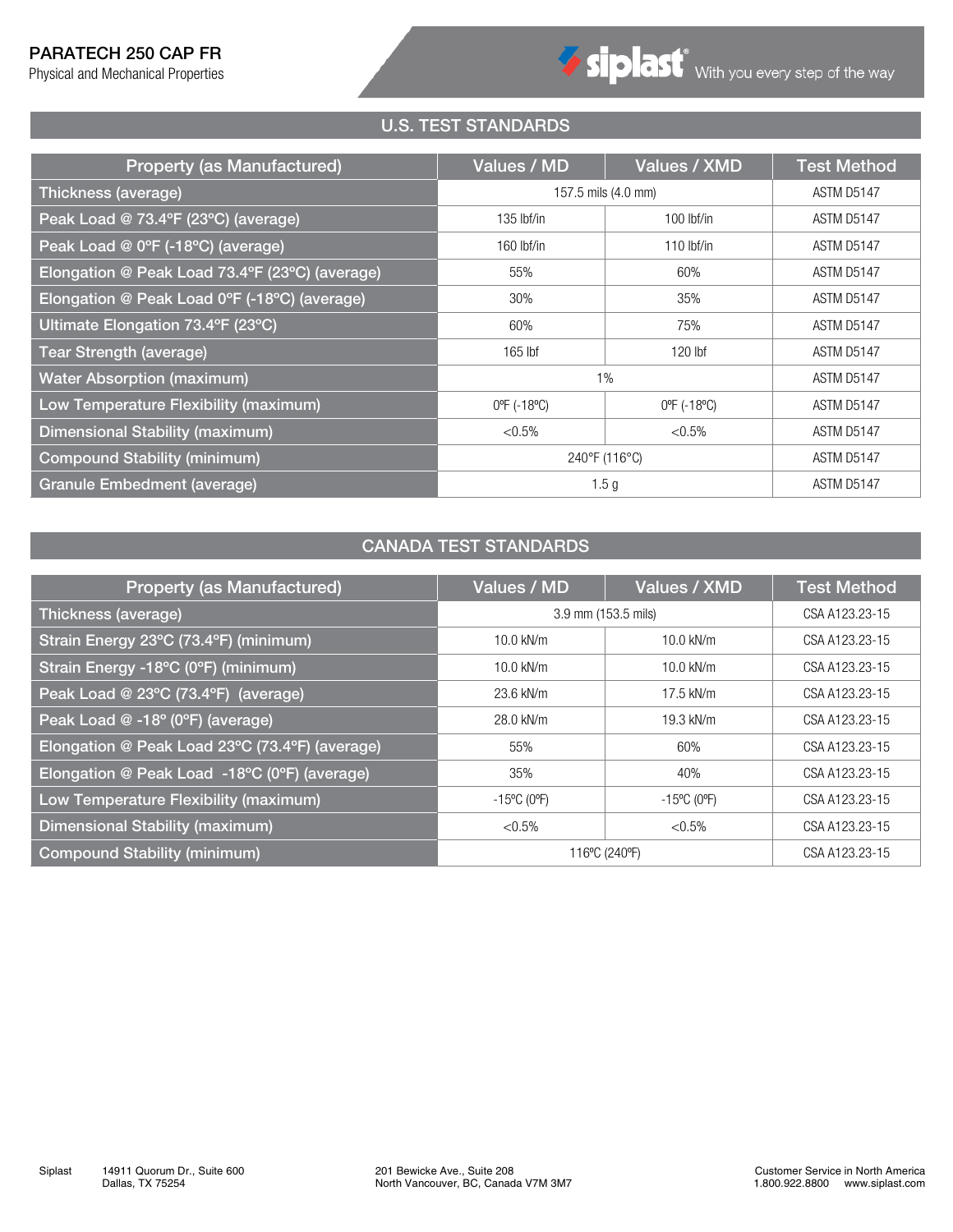# PARATECH 250 CAP FR

Physical and Mechanical Properties

siplast® With you every step of the way

## U.S. TEST STANDARDS

| Property (as Manufactured) | Values / MD | Values / XMD | Test Method |
|---|---|---|---|
| Thickness (average) | 157.5 mils (4.0 mm) | | ASTM D5147 |
| Peak Load @ 73.4ºF (23ºC) (average) | 135 lbf/in | 100 lbf/in | ASTM D5147 |
| Peak Load @ 0ºF (-18ºC) (average) | 160 lbf/in | 110 lbf/in | ASTM D5147 |
| Elongation @ Peak Load 73.4ºF (23ºC) (average) | 55% | 60% | ASTM D5147 |
| Elongation @ Peak Load 0ºF (-18ºC) (average) | 30% | 35% | ASTM D5147 |
| Ultimate Elongation 73.4ºF (23ºC) | 60% | 75% | ASTM D5147 |
| Tear Strength (average) | 165 lbf | 120 lbf | ASTM D5147 |
| Water Absorption (maximum) | 1% | | ASTM D5147 |
| Low Temperature Flexibility (maximum) | 0ºF (-18ºC) | 0ºF (-18ºC) | ASTM D5147 |
| Dimensional Stability (maximum) | <0.5% | <0.5% | ASTM D5147 |
| Compound Stability (minimum) | 240°F (116°C) | | ASTM D5147 |
| Granule Embedment (average) | 1.5 g | | ASTM D5147 |

## CANADA TEST STANDARDS

| Property (as Manufactured) | Values / MD | Values / XMD | Test Method |
|---|---|---|---|
| Thickness (average) | 3.9 mm (153.5 mils) | | CSA A123.23-15 |
| Strain Energy 23ºC (73.4ºF) (minimum) | 10.0 kN/m | 10.0 kN/m | CSA A123.23-15 |
| Strain Energy -18ºC (0ºF) (minimum) | 10.0 kN/m | 10.0 kN/m | CSA A123.23-15 |
| Peak Load @ 23ºC (73.4ºF) (average) | 23.6 kN/m | 17.5 kN/m | CSA A123.23-15 |
| Peak Load @ -18º (0ºF) (average) | 28.0 kN/m | 19.3 kN/m | CSA A123.23-15 |
| Elongation @ Peak Load 23ºC (73.4ºF) (average) | 55% | 60% | CSA A123.23-15 |
| Elongation @ Peak Load -18ºC (0ºF) (average) | 35% | 40% | CSA A123.23-15 |
| Low Temperature Flexibility (maximum) | -15ºC (0ºF) | -15ºC (0ºF) | CSA A123.23-15 |
| Dimensional Stability (maximum) | <0.5% | <0.5% | CSA A123.23-15 |
| Compound Stability (minimum) | 116ºC (240ºF) | | CSA A123.23-15 |

Siplast 14911 Quorum Dr., Suite 600
Dallas, TX 75254

201 Bewicke Ave., Suite 208
North Vancouver, BC, Canada V7M 3M7

Customer Service in North America
1.800.922.8800 www.siplast.com